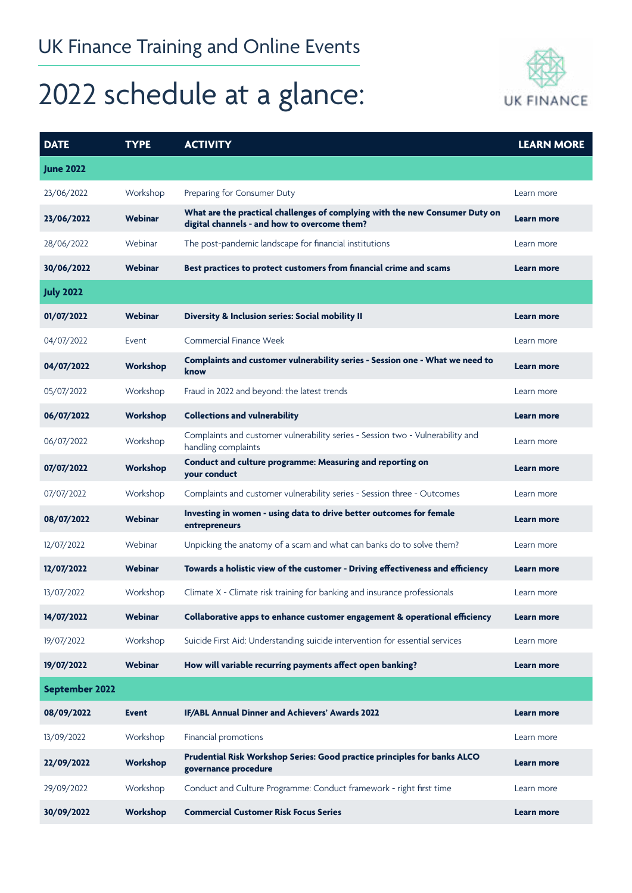UK Finance Training and Online Events

# 2022 schedule at a glance:

UK FINANCE

| DATE | TYPE | ACTIVITY | LEARN MORE |
|---|---|---|---|
| **June 2022** | | | |
| 23/06/2022 | Workshop | Preparing for Consumer Duty | Learn more |
| **23/06/2022** | **Webinar** | **What are the practical challenges of complying with the new Consumer Duty on digital channels - and how to overcome them?** | **Learn more** |
| 28/06/2022 | Webinar | The post-pandemic landscape for financial institutions | Learn more |
| **30/06/2022** | **Webinar** | **Best practices to protect customers from financial crime and scams** | **Learn more** |
| **July 2022** | | | |
| **01/07/2022** | **Webinar** | **Diversity & Inclusion series: Social mobility II** | **Learn more** |
| 04/07/2022 | Event | Commercial Finance Week | Learn more |
| **04/07/2022** | **Workshop** | **Complaints and customer vulnerability series - Session one - What we need to know** | **Learn more** |
| 05/07/2022 | Workshop | Fraud in 2022 and beyond: the latest trends | Learn more |
| **06/07/2022** | **Workshop** | **Collections and vulnerability** | **Learn more** |
| 06/07/2022 | Workshop | Complaints and customer vulnerability series - Session two - Vulnerability and handling complaints | Learn more |
| **07/07/2022** | **Workshop** | **Conduct and culture programme: Measuring and reporting on your conduct** | **Learn more** |
| 07/07/2022 | Workshop | Complaints and customer vulnerability series - Session three - Outcomes | Learn more |
| **08/07/2022** | **Webinar** | **Investing in women - using data to drive better outcomes for female entrepreneurs** | **Learn more** |
| 12/07/2022 | Webinar | Unpicking the anatomy of a scam and what can banks do to solve them? | Learn more |
| **12/07/2022** | **Webinar** | **Towards a holistic view of the customer - Driving effectiveness and efficiency** | **Learn more** |
| 13/07/2022 | Workshop | Climate X - Climate risk training for banking and insurance professionals | Learn more |
| **14/07/2022** | **Webinar** | **Collaborative apps to enhance customer engagement & operational efficiency** | **Learn more** |
| 19/07/2022 | Workshop | Suicide First Aid: Understanding suicide intervention for essential services | Learn more |
| **19/07/2022** | **Webinar** | **How will variable recurring payments affect open banking?** | **Learn more** |
| **September 2022** | | | |
| **08/09/2022** | **Event** | **IF/ABL Annual Dinner and Achievers' Awards 2022** | **Learn more** |
| 13/09/2022 | Workshop | Financial promotions | Learn more |
| **22/09/2022** | **Workshop** | **Prudential Risk Workshop Series: Good practice principles for banks ALCO governance procedure** | **Learn more** |
| 29/09/2022 | Workshop | Conduct and Culture Programme: Conduct framework - right first time | Learn more |
| **30/09/2022** | **Workshop** | **Commercial Customer Risk Focus Series** | **Learn more** |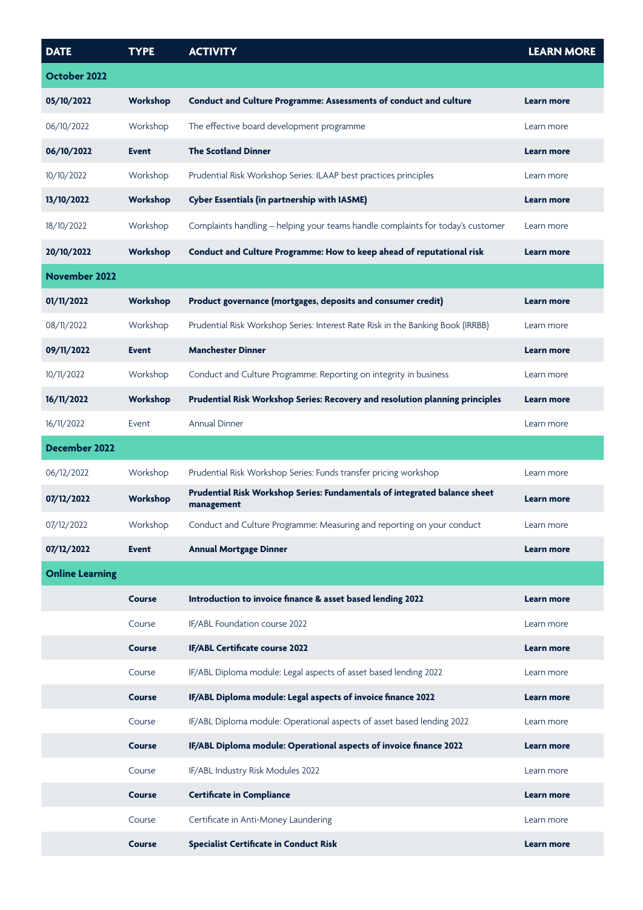| DATE | TYPE | ACTIVITY | LEARN MORE |
|---|---|---|---|
| **October 2022** | | | |
| **05/10/2022** | **Workshop** | **Conduct and Culture Programme: Assessments of conduct and culture** | **Learn more** |
| 06/10/2022 | Workshop | The effective board development programme | Learn more |
| **06/10/2022** | **Event** | **The Scotland Dinner** | **Learn more** |
| 10/10/2022 | Workshop | Prudential Risk Workshop Series: ILAAP best practices principles | Learn more |
| **13/10/2022** | **Workshop** | **Cyber Essentials (in partnership with IASME)** | **Learn more** |
| 18/10/2022 | Workshop | Complaints handling – helping your teams handle complaints for today's customer | Learn more |
| **20/10/2022** | **Workshop** | **Conduct and Culture Programme: How to keep ahead of reputational risk** | **Learn more** |
| **November 2022** | | | |
| **01/11/2022** | **Workshop** | **Product governance (mortgages, deposits and consumer credit)** | **Learn more** |
| 08/11/2022 | Workshop | Prudential Risk Workshop Series: Interest Rate Risk in the Banking Book (IRRBB) | Learn more |
| **09/11/2022** | **Event** | **Manchester Dinner** | **Learn more** |
| 10/11/2022 | Workshop | Conduct and Culture Programme: Reporting on integrity in business | Learn more |
| **16/11/2022** | **Workshop** | **Prudential Risk Workshop Series: Recovery and resolution planning principles** | **Learn more** |
| 16/11/2022 | Event | Annual Dinner | Learn more |
| **December 2022** | | | |
| 06/12/2022 | Workshop | Prudential Risk Workshop Series: Funds transfer pricing workshop | Learn more |
| **07/12/2022** | **Workshop** | **Prudential Risk Workshop Series: Fundamentals of integrated balance sheet management** | **Learn more** |
| 07/12/2022 | Workshop | Conduct and Culture Programme: Measuring and reporting on your conduct | Learn more |
| **07/12/2022** | **Event** | **Annual Mortgage Dinner** | **Learn more** |
| **Online Learning** | | | |
| | **Course** | **Introduction to invoice finance & asset based lending 2022** | **Learn more** |
| | Course | IF/ABL Foundation course 2022 | Learn more |
| | **Course** | **IF/ABL Certificate course 2022** | **Learn more** |
| | Course | IF/ABL Diploma module: Legal aspects of asset based lending 2022 | Learn more |
| | **Course** | **IF/ABL Diploma module: Legal aspects of invoice finance 2022** | **Learn more** |
| | Course | IF/ABL Diploma module: Operational aspects of asset based lending 2022 | Learn more |
| | **Course** | **IF/ABL Diploma module: Operational aspects of invoice finance 2022** | **Learn more** |
| | Course | IF/ABL Industry Risk Modules 2022 | Learn more |
| | **Course** | **Certificate in Compliance** | **Learn more** |
| | Course | Certificate in Anti-Money Laundering | Learn more |
| | **Course** | **Specialist Certificate in Conduct Risk** | **Learn more** |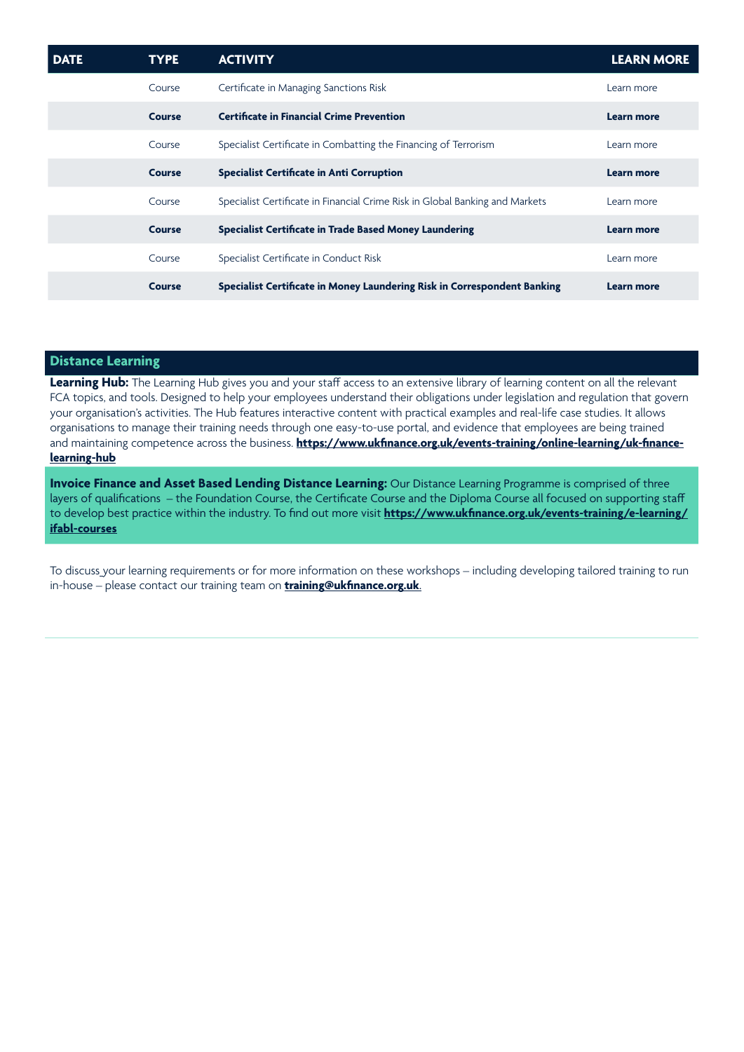| DATE | TYPE | ACTIVITY | LEARN MORE |
|---|---|---|---|
| | Course | Certificate in Managing Sanctions Risk | Learn more |
| | **Course** | **Certificate in Financial Crime Prevention** | **Learn more** |
| | Course | Specialist Certificate in Combatting the Financing of Terrorism | Learn more |
| | **Course** | **Specialist Certificate in Anti Corruption** | **Learn more** |
| | Course | Specialist Certificate in Financial Crime Risk in Global Banking and Markets | Learn more |
| | **Course** | **Specialist Certificate in Trade Based Money Laundering** | **Learn more** |
| | Course | Specialist Certificate in Conduct Risk | Learn more |
| | **Course** | **Specialist Certificate in Money Laundering Risk in Correspondent Banking** | **Learn more** |

## Distance Learning

**Learning Hub:** The Learning Hub gives you and your staff access to an extensive library of learning content on all the relevant FCA topics, and tools. Designed to help your employees understand their obligations under legislation and regulation that govern your organisation's activities. The Hub features interactive content with practical examples and real-life case studies. It allows organisations to manage their training needs through one easy-to-use portal, and evidence that employees are being trained and maintaining competence across the business. **https://www.ukfinance.org.uk/events-training/online-learning/uk-finance-learning-hub**

**Invoice Finance and Asset Based Lending Distance Learning:** Our Distance Learning Programme is comprised of three layers of qualifications – the Foundation Course, the Certificate Course and the Diploma Course all focused on supporting staff to develop best practice within the industry. To find out more visit **https://www.ukfinance.org.uk/events-training/e-learning/ifabl-courses**

To discuss your learning requirements or for more information on these workshops – including developing tailored training to run in-house – please contact our training team on **training@ukfinance.org.uk**.